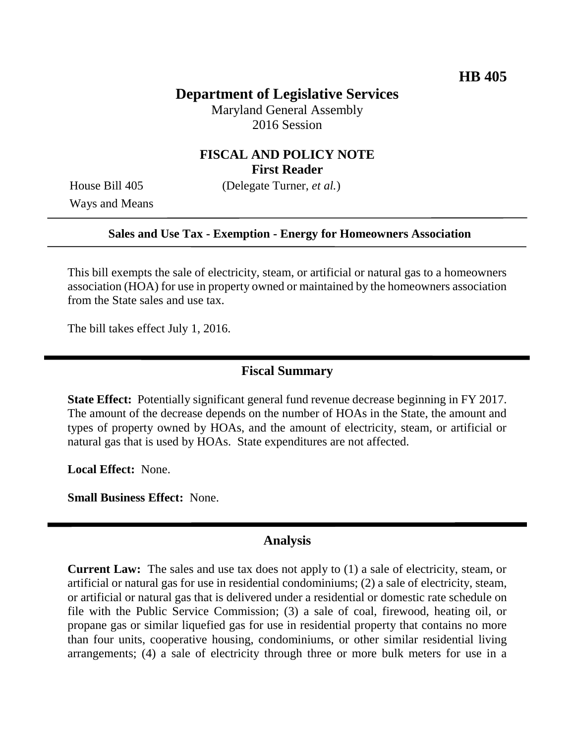**HB 405**

# Department of Legislative Services

Maryland General Assembly
2016 Session

## FISCAL AND POLICY NOTE
**First Reader**

House Bill 405 (Delegate Turner, *et al.*)
Ways and Means

---

**Sales and Use Tax - Exemption - Energy for Homeowners Association**

---

This bill exempts the sale of electricity, steam, or artificial or natural gas to a homeowners association (HOA) for use in property owned or maintained by the homeowners association from the State sales and use tax.

The bill takes effect July 1, 2016.

## Fiscal Summary

**State Effect:** Potentially significant general fund revenue decrease beginning in FY 2017. The amount of the decrease depends on the number of HOAs in the State, the amount and types of property owned by HOAs, and the amount of electricity, steam, or artificial or natural gas that is used by HOAs. State expenditures are not affected.

**Local Effect:** None.

**Small Business Effect:** None.

## Analysis

**Current Law:** The sales and use tax does not apply to (1) a sale of electricity, steam, or artificial or natural gas for use in residential condominiums; (2) a sale of electricity, steam, or artificial or natural gas that is delivered under a residential or domestic rate schedule on file with the Public Service Commission; (3) a sale of coal, firewood, heating oil, or propane gas or similar liquefied gas for use in residential property that contains no more than four units, cooperative housing, condominiums, or other similar residential living arrangements; (4) a sale of electricity through three or more bulk meters for use in a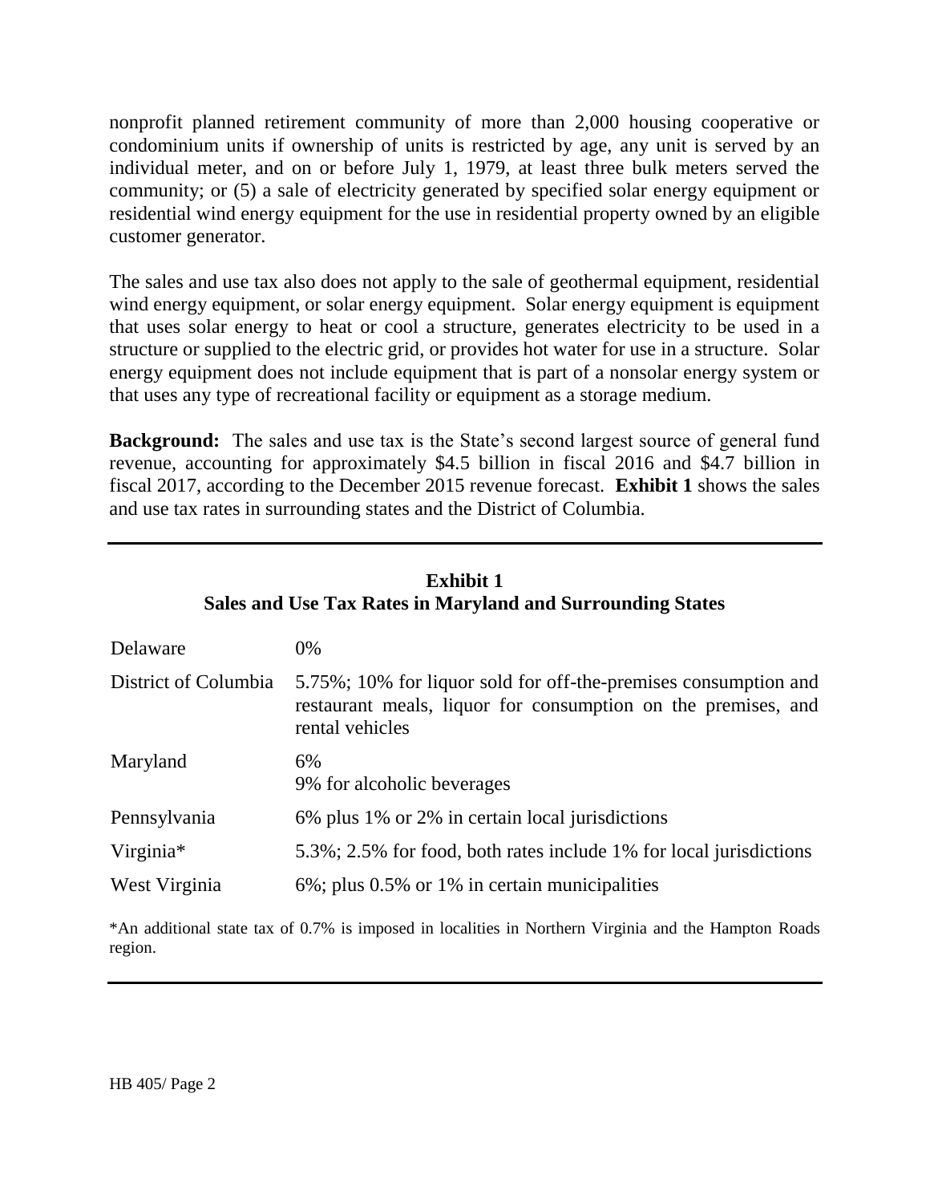nonprofit planned retirement community of more than 2,000 housing cooperative or condominium units if ownership of units is restricted by age, any unit is served by an individual meter, and on or before July 1, 1979, at least three bulk meters served the community; or (5) a sale of electricity generated by specified solar energy equipment or residential wind energy equipment for the use in residential property owned by an eligible customer generator.

The sales and use tax also does not apply to the sale of geothermal equipment, residential wind energy equipment, or solar energy equipment. Solar energy equipment is equipment that uses solar energy to heat or cool a structure, generates electricity to be used in a structure or supplied to the electric grid, or provides hot water for use in a structure. Solar energy equipment does not include equipment that is part of a nonsolar energy system or that uses any type of recreational facility or equipment as a storage medium.

**Background:** The sales and use tax is the State's second largest source of general fund revenue, accounting for approximately $4.5 billion in fiscal 2016 and $4.7 billion in fiscal 2017, according to the December 2015 revenue forecast. **Exhibit 1** shows the sales and use tax rates in surrounding states and the District of Columbia.

**Exhibit 1**
**Sales and Use Tax Rates in Maryland and Surrounding States**

| | |
|---|---|
| Delaware | 0% |
| District of Columbia | 5.75%; 10% for liquor sold for off-the-premises consumption and restaurant meals, liquor for consumption on the premises, and rental vehicles |
| Maryland | 6%<br>9% for alcoholic beverages |
| Pennsylvania | 6% plus 1% or 2% in certain local jurisdictions |
| Virginia* | 5.3%; 2.5% for food, both rates include 1% for local jurisdictions |
| West Virginia | 6%; plus 0.5% or 1% in certain municipalities |

*An additional state tax of 0.7% is imposed in localities in Northern Virginia and the Hampton Roads region.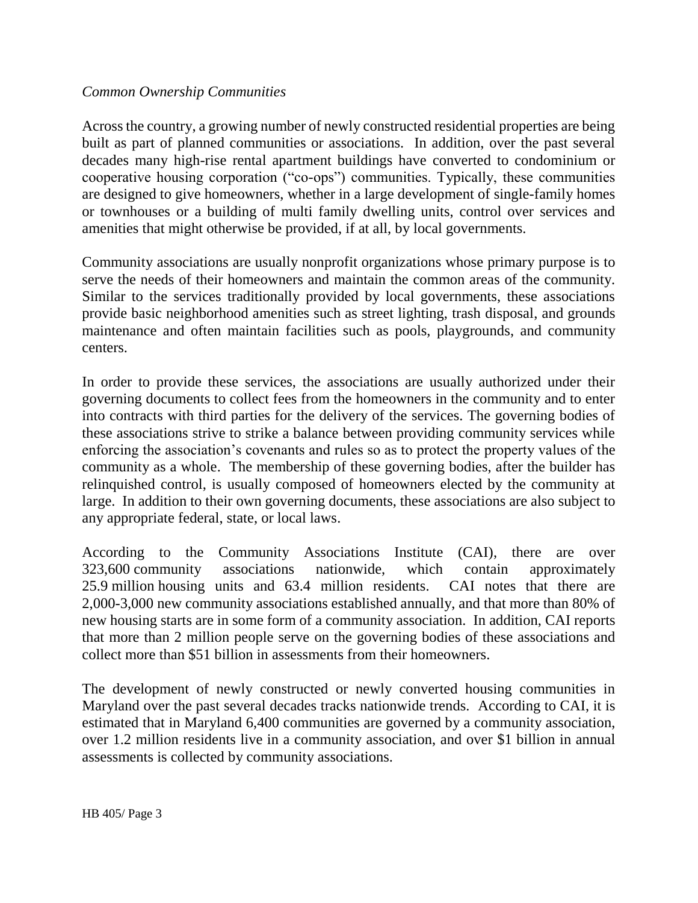*Common Ownership Communities*

Across the country, a growing number of newly constructed residential properties are being built as part of planned communities or associations. In addition, over the past several decades many high-rise rental apartment buildings have converted to condominium or cooperative housing corporation ("co-ops") communities. Typically, these communities are designed to give homeowners, whether in a large development of single-family homes or townhouses or a building of multi family dwelling units, control over services and amenities that might otherwise be provided, if at all, by local governments.

Community associations are usually nonprofit organizations whose primary purpose is to serve the needs of their homeowners and maintain the common areas of the community. Similar to the services traditionally provided by local governments, these associations provide basic neighborhood amenities such as street lighting, trash disposal, and grounds maintenance and often maintain facilities such as pools, playgrounds, and community centers.

In order to provide these services, the associations are usually authorized under their governing documents to collect fees from the homeowners in the community and to enter into contracts with third parties for the delivery of the services. The governing bodies of these associations strive to strike a balance between providing community services while enforcing the association's covenants and rules so as to protect the property values of the community as a whole. The membership of these governing bodies, after the builder has relinquished control, is usually composed of homeowners elected by the community at large. In addition to their own governing documents, these associations are also subject to any appropriate federal, state, or local laws.

According to the Community Associations Institute (CAI), there are over 323,600 community associations nationwide, which contain approximately 25.9 million housing units and 63.4 million residents. CAI notes that there are 2,000-3,000 new community associations established annually, and that more than 80% of new housing starts are in some form of a community association. In addition, CAI reports that more than 2 million people serve on the governing bodies of these associations and collect more than $51 billion in assessments from their homeowners.

The development of newly constructed or newly converted housing communities in Maryland over the past several decades tracks nationwide trends. According to CAI, it is estimated that in Maryland 6,400 communities are governed by a community association, over 1.2 million residents live in a community association, and over $1 billion in annual assessments is collected by community associations.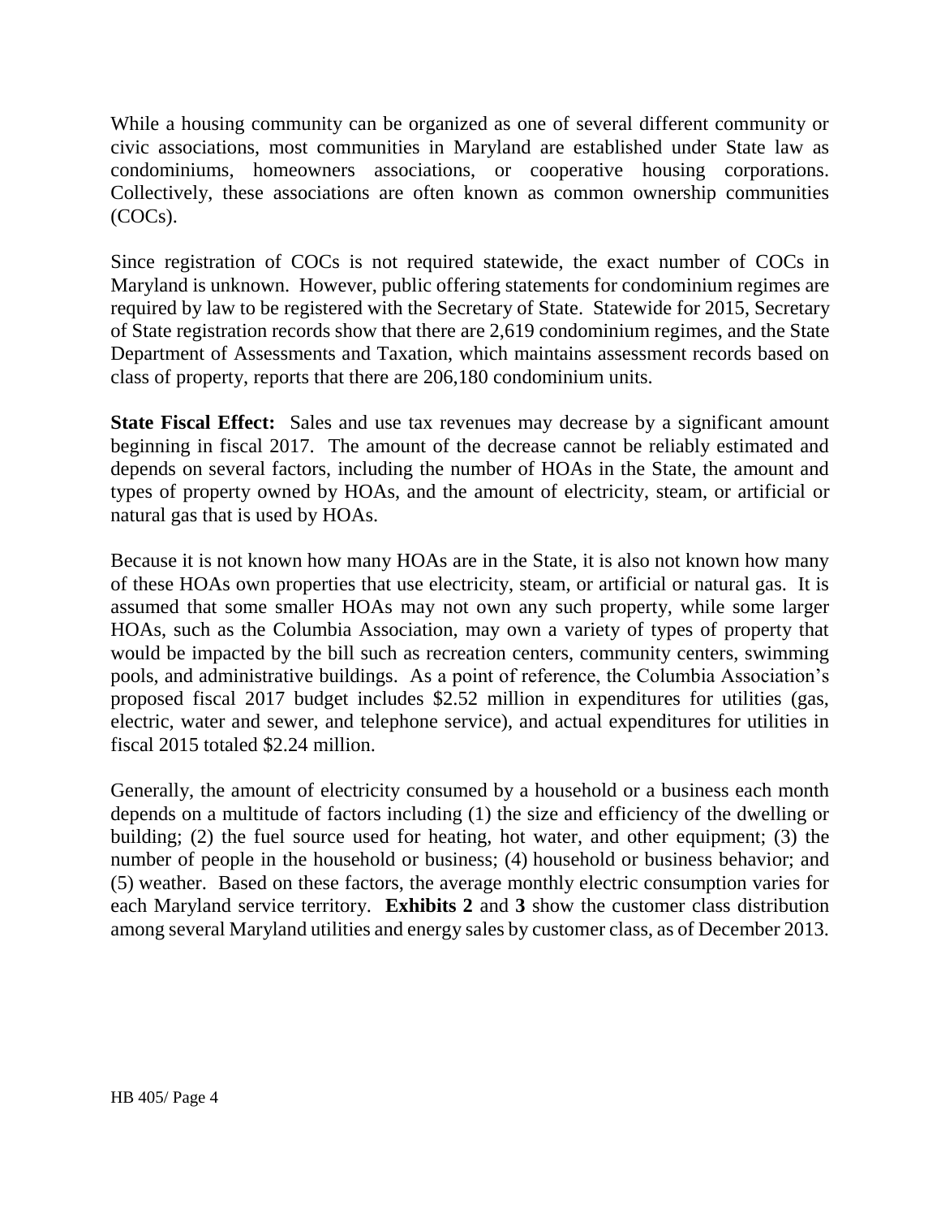While a housing community can be organized as one of several different community or civic associations, most communities in Maryland are established under State law as condominiums, homeowners associations, or cooperative housing corporations. Collectively, these associations are often known as common ownership communities (COCs).

Since registration of COCs is not required statewide, the exact number of COCs in Maryland is unknown. However, public offering statements for condominium regimes are required by law to be registered with the Secretary of State. Statewide for 2015, Secretary of State registration records show that there are 2,619 condominium regimes, and the State Department of Assessments and Taxation, which maintains assessment records based on class of property, reports that there are 206,180 condominium units.

**State Fiscal Effect:** Sales and use tax revenues may decrease by a significant amount beginning in fiscal 2017. The amount of the decrease cannot be reliably estimated and depends on several factors, including the number of HOAs in the State, the amount and types of property owned by HOAs, and the amount of electricity, steam, or artificial or natural gas that is used by HOAs.

Because it is not known how many HOAs are in the State, it is also not known how many of these HOAs own properties that use electricity, steam, or artificial or natural gas. It is assumed that some smaller HOAs may not own any such property, while some larger HOAs, such as the Columbia Association, may own a variety of types of property that would be impacted by the bill such as recreation centers, community centers, swimming pools, and administrative buildings. As a point of reference, the Columbia Association's proposed fiscal 2017 budget includes $2.52 million in expenditures for utilities (gas, electric, water and sewer, and telephone service), and actual expenditures for utilities in fiscal 2015 totaled $2.24 million.

Generally, the amount of electricity consumed by a household or a business each month depends on a multitude of factors including (1) the size and efficiency of the dwelling or building; (2) the fuel source used for heating, hot water, and other equipment; (3) the number of people in the household or business; (4) household or business behavior; and (5) weather. Based on these factors, the average monthly electric consumption varies for each Maryland service territory. **Exhibits 2** and **3** show the customer class distribution among several Maryland utilities and energy sales by customer class, as of December 2013.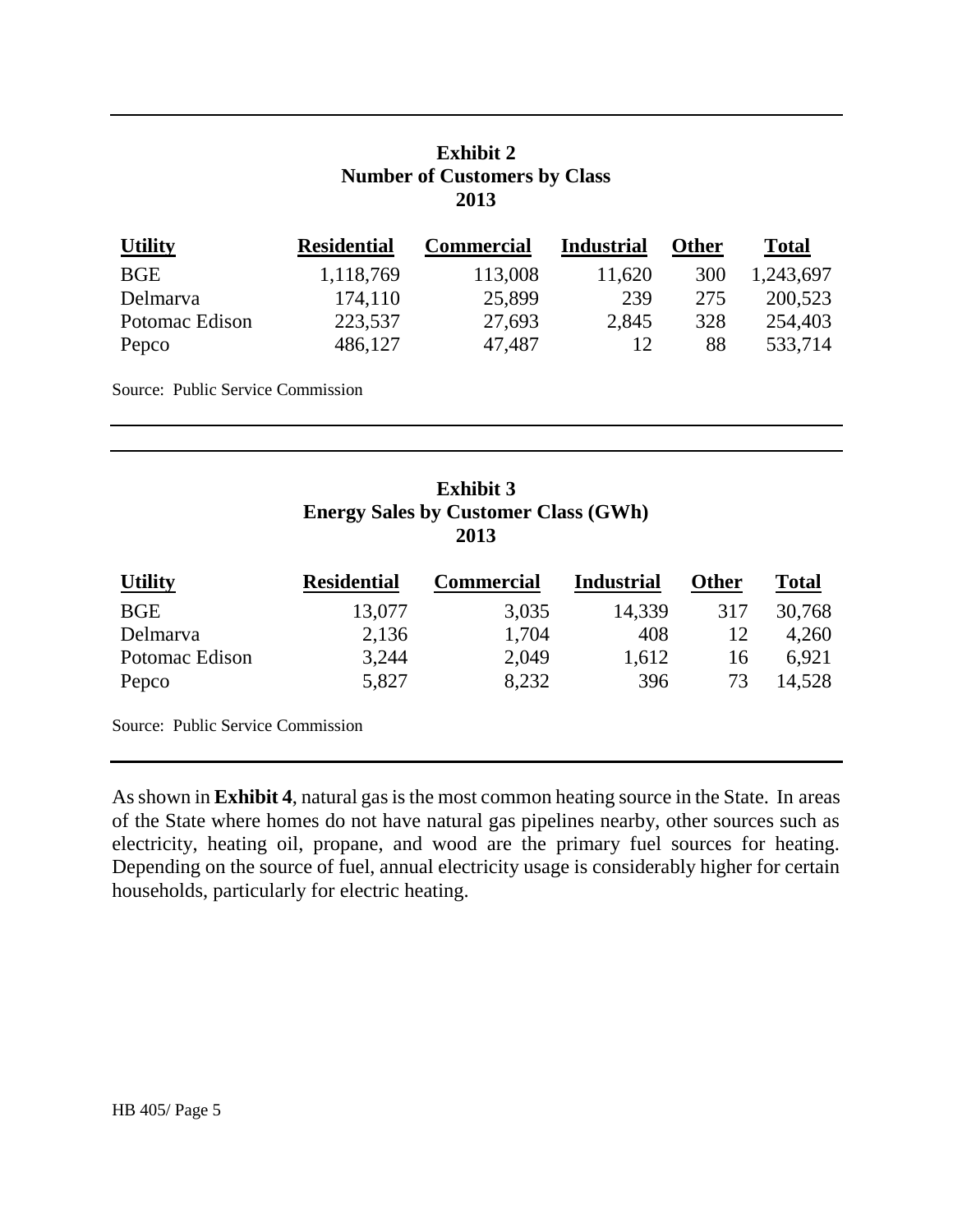**Exhibit 2**
**Number of Customers by Class**
**2013**

| Utility | Residential | Commercial | Industrial | Other | Total |
|---|---|---|---|---|---|
| BGE | 1,118,769 | 113,008 | 11,620 | 300 | 1,243,697 |
| Delmarva | 174,110 | 25,899 | 239 | 275 | 200,523 |
| Potomac Edison | 223,537 | 27,693 | 2,845 | 328 | 254,403 |
| Pepco | 486,127 | 47,487 | 12 | 88 | 533,714 |

Source: Public Service Commission

**Exhibit 3**
**Energy Sales by Customer Class (GWh)**
**2013**

| Utility | Residential | Commercial | Industrial | Other | Total |
|---|---|---|---|---|---|
| BGE | 13,077 | 3,035 | 14,339 | 317 | 30,768 |
| Delmarva | 2,136 | 1,704 | 408 | 12 | 4,260 |
| Potomac Edison | 3,244 | 2,049 | 1,612 | 16 | 6,921 |
| Pepco | 5,827 | 8,232 | 396 | 73 | 14,528 |

Source: Public Service Commission

As shown in **Exhibit 4**, natural gas is the most common heating source in the State. In areas of the State where homes do not have natural gas pipelines nearby, other sources such as electricity, heating oil, propane, and wood are the primary fuel sources for heating. Depending on the source of fuel, annual electricity usage is considerably higher for certain households, particularly for electric heating.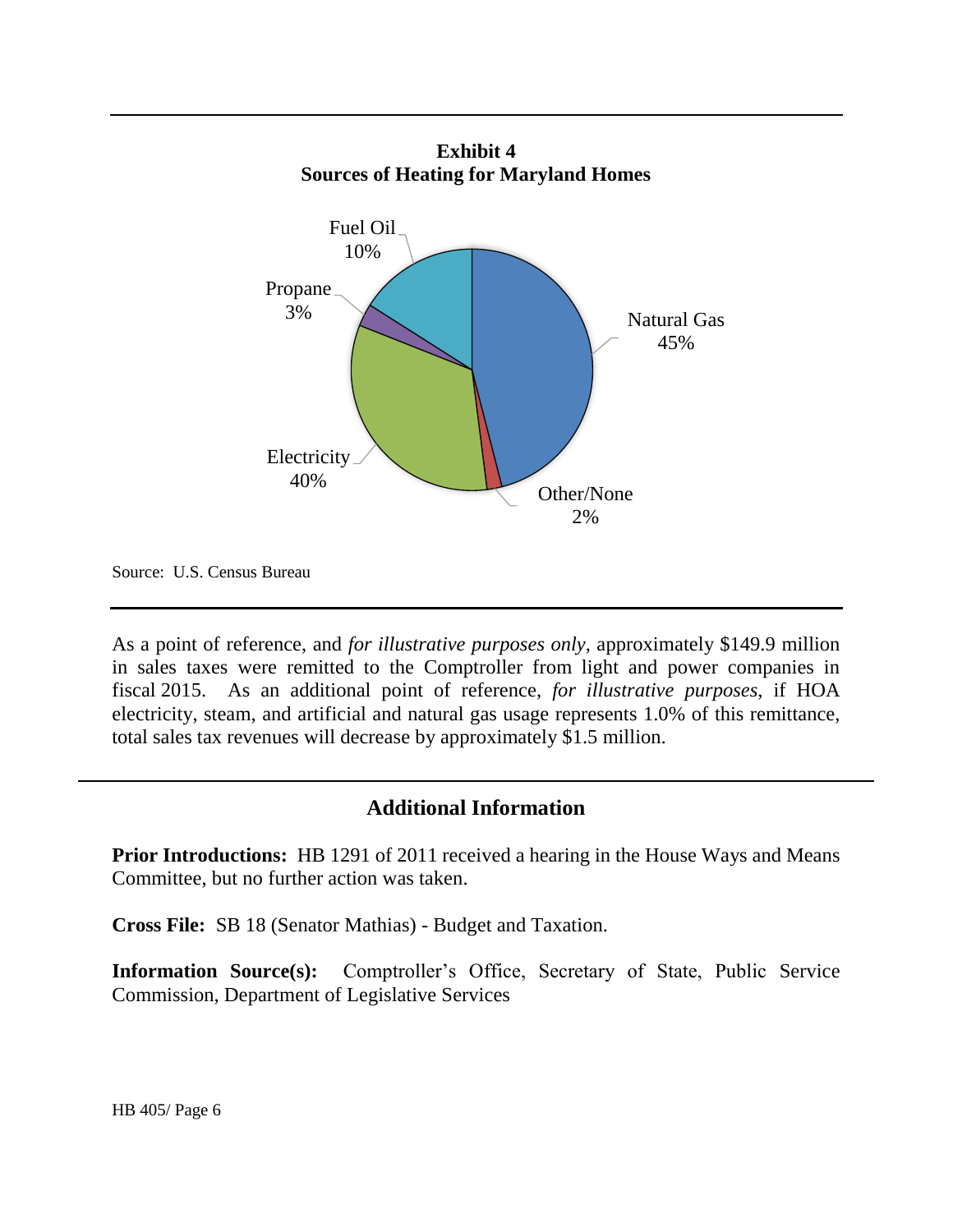**Exhibit 4**
**Sources of Heating for Maryland Homes**

| Source | Share |
|---|---|
| Natural Gas | 45% |
| Electricity | 40% |
| Fuel Oil | 10% |
| Propane | 3% |
| Other/None | 2% |

Source: U.S. Census Bureau

As a point of reference, and *for illustrative purposes only*, approximately $149.9 million in sales taxes were remitted to the Comptroller from light and power companies in fiscal 2015. As an additional point of reference, *for illustrative purposes*, if HOA electricity, steam, and artificial and natural gas usage represents 1.0% of this remittance, total sales tax revenues will decrease by approximately $1.5 million.

## Additional Information

**Prior Introductions:** HB 1291 of 2011 received a hearing in the House Ways and Means Committee, but no further action was taken.

**Cross File:** SB 18 (Senator Mathias) - Budget and Taxation.

**Information Source(s):** Comptroller's Office, Secretary of State, Public Service Commission, Department of Legislative Services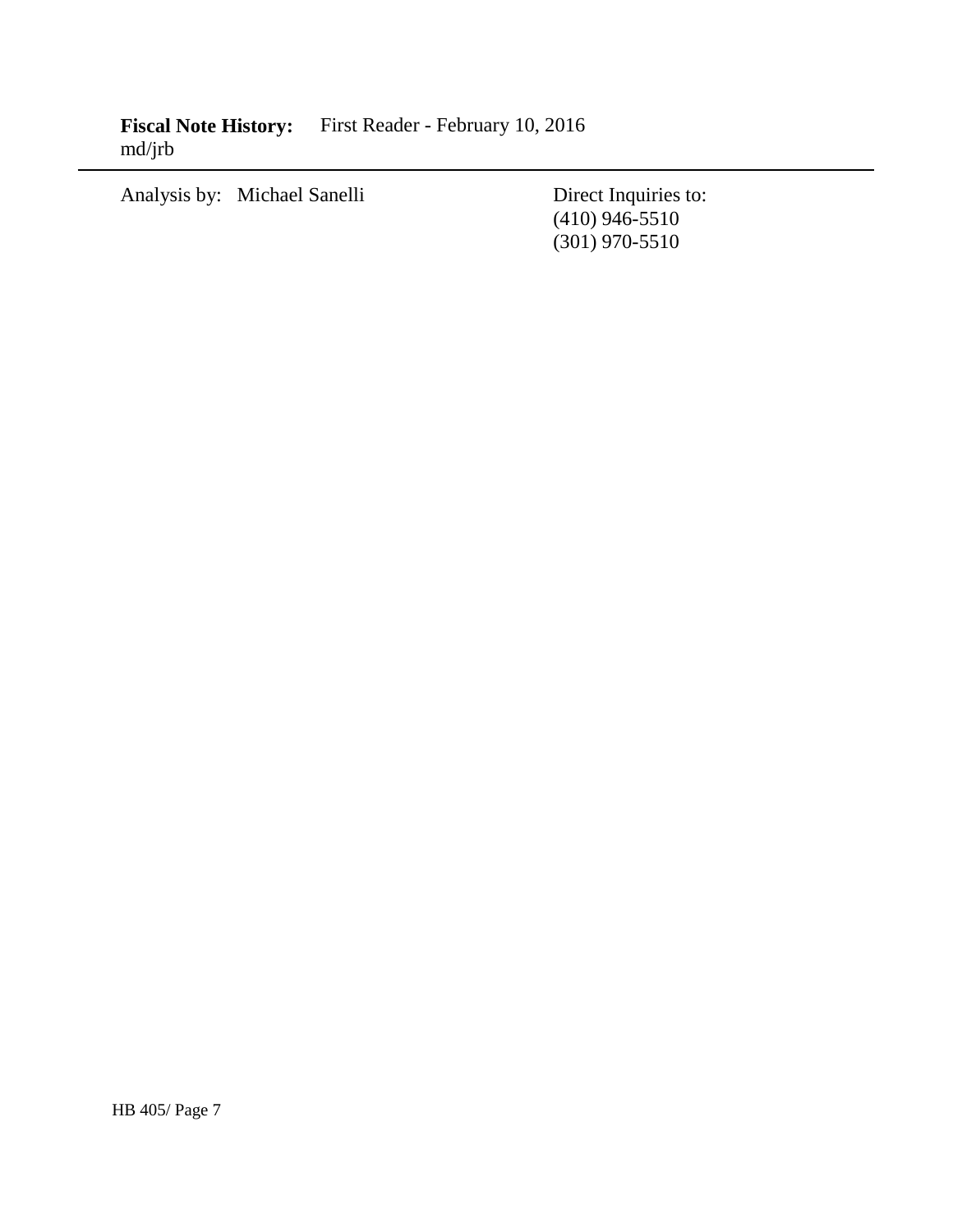**Fiscal Note History:** First Reader - February 10, 2016
md/jrb

---

Analysis by: Michael Sanelli

Direct Inquiries to:
(410) 946-5510
(301) 970-5510